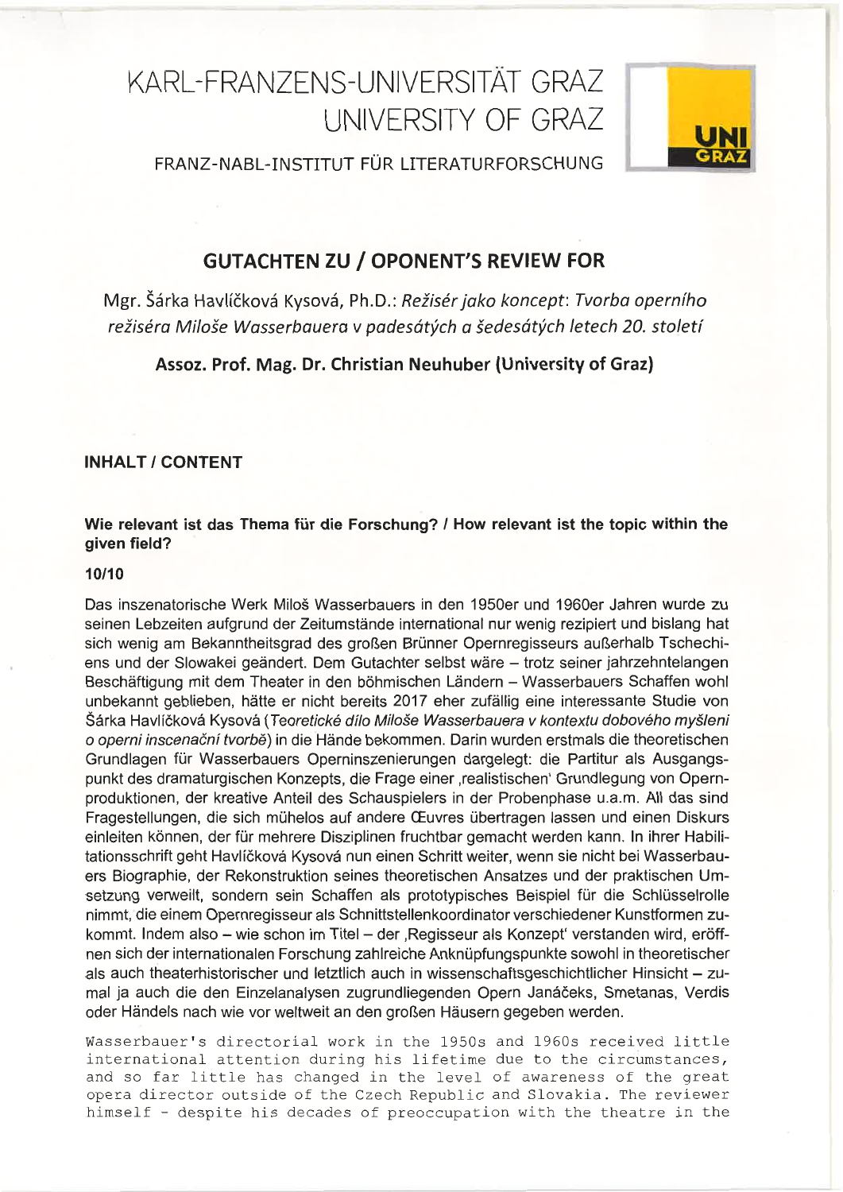# KARL-FRANZENS-UNIVERSITÄT GRAZ
# UNIVERSITY OF GRAZ

FRANZ-NABL-INSTITUT FÜR LITERATURFORSCHUNG

UNI GRAZ

## GUTACHTEN ZU / OPONENT'S REVIEW FOR

Mgr. Šárka Havlíčková Kysová, Ph.D.: *Režisér jako koncept: Tvorba operního režiséra Miloše Wasserbauera v padesátých a šedesátých letech 20. století*

**Assoz. Prof. Mag. Dr. Christian Neuhuber (University of Graz)**

### INHALT / CONTENT

**Wie relevant ist das Thema für die Forschung? / How relevant is the topic within the given field?**

**10/10**

Das inszenatorische Werk Miloš Wasserbauers in den 1950er und 1960er Jahren wurde zu seinen Lebzeiten aufgrund der Zeitumstände international nur wenig rezipiert und bislang hat sich wenig am Bekanntheitsgrad des großen Brünner Opernregisseurs außerhalb Tschechiens und der Slowakei geändert. Dem Gutachter selbst wäre – trotz seiner jahrzehntelangen Beschäftigung mit dem Theater in den böhmischen Ländern – Wasserbauers Schaffen wohl unbekannt geblieben, hätte er nicht bereits 2017 eher zufällig eine interessante Studie von Šárka Havlíčková Kysová (*Teoretické dílo Miloše Wasserbauera v kontextu dobového myšlení o operní inscenační tvorbě*) in die Hände bekommen. Darin wurden erstmals die theoretischen Grundlagen für Wasserbauers Operninszenierungen dargelegt: die Partitur als Ausgangspunkt des dramaturgischen Konzepts, die Frage einer ‚realistischen' Grundlegung von Opernproduktionen, der kreative Anteil des Schauspielers in der Probenphase u.a.m. All das sind Fragestellungen, die sich mühelos auf andere Œuvres übertragen lassen und einen Diskurs einleiten können, der für mehrere Disziplinen fruchtbar gemacht werden kann. In ihrer Habilitationsschrift geht Havlíčková Kysová nun einen Schritt weiter, wenn sie nicht bei Wasserbauers Biographie, der Rekonstruktion seines theoretischen Ansatzes und der praktischen Umsetzung verweilt, sondern sein Schaffen als prototypisches Beispiel für die Schlüsselrolle nimmt, die einem Opernregisseur als Schnittstellenkoordinator verschiedener Kunstformen zukommt. Indem also – wie schon im Titel – der ‚Regisseur als Konzept' verstanden wird, eröffnen sich der internationalen Forschung zahlreiche Anknüpfungspunkte sowohl in theoretischer als auch theaterhistorischer und letztlich auch in wissenschaftsgeschichtlicher Hinsicht – zumal ja auch die den Einzelanalysen zugrundliegenden Opern Janáčeks, Smetanas, Verdis oder Händels nach wie vor weltweit an den großen Häusern gegeben werden.

Wasserbauer's directorial work in the 1950s and 1960s received little international attention during his lifetime due to the circumstances, and so far little has changed in the level of awareness of the great opera director outside of the Czech Republic and Slovakia. The reviewer himself - despite his decades of preoccupation with the theatre in the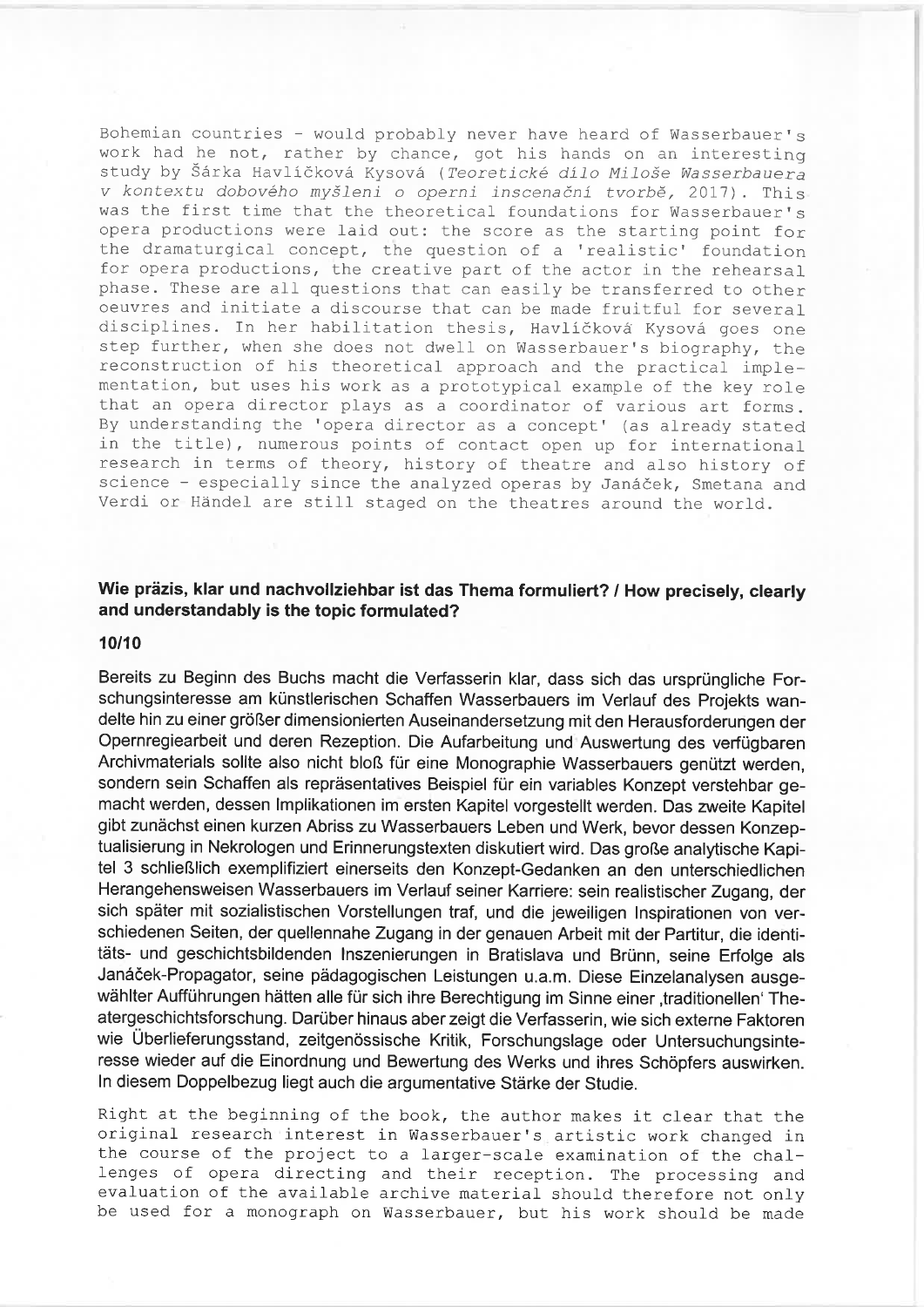Bohemian countries - would probably never have heard of Wasserbauer's work had he not, rather by chance, got his hands on an interesting study by Šárka Havlíčková Kysová (*Teoretické dílo Miloše Wasserbauera v kontextu dobového myšleni o operni inscenační tvorbě*, 2017). This was the first time that the theoretical foundations for Wasserbauer's opera productions were laid out: the score as the starting point for the dramaturgical concept, the question of a 'realistic' foundation for opera productions, the creative part of the actor in the rehearsal phase. These are all questions that can easily be transferred to other oeuvres and initiate a discourse that can be made fruitful for several disciplines. In her habilitation thesis, Havlíčková Kysová goes one step further, when she does not dwell on Wasserbauer's biography, the reconstruction of his theoretical approach and the practical implementation, but uses his work as a prototypical example of the key role that an opera director plays as a coordinator of various art forms. By understanding the 'opera director as a concept' (as already stated in the title), numerous points of contact open up for international research in terms of theory, history of theatre and also history of science - especially since the analyzed operas by Janáček, Smetana and Verdi or Händel are still staged on the theatres around the world.

### Wie präzis, klar und nachvollziehbar ist das Thema formuliert? / How precisely, clearly and understandably is the topic formulated?

**10/10**

Bereits zu Beginn des Buchs macht die Verfasserin klar, dass sich das ursprüngliche Forschungsinteresse am künstlerischen Schaffen Wasserbauers im Verlauf des Projekts wandelte hin zu einer größer dimensionierten Auseinandersetzung mit den Herausforderungen der Opernregiearbeit und deren Rezeption. Die Aufarbeitung und Auswertung des verfügbaren Archivmaterials sollte also nicht bloß für eine Monographie Wasserbauers genützt werden, sondern sein Schaffen als repräsentatives Beispiel für ein variables Konzept verstehbar gemacht werden, dessen Implikationen im ersten Kapitel vorgestellt werden. Das zweite Kapitel gibt zunächst einen kurzen Abriss zu Wasserbauers Leben und Werk, bevor dessen Konzeptualisierung in Nekrologen und Erinnerungstexten diskutiert wird. Das große analytische Kapitel 3 schließlich exemplifiziert einerseits den Konzept-Gedanken an den unterschiedlichen Herangehensweisen Wasserbauers im Verlauf seiner Karriere: sein realistischer Zugang, der sich später mit sozialistischen Vorstellungen traf, und die jeweiligen Inspirationen von verschiedenen Seiten, der quellennahe Zugang in der genauen Arbeit mit der Partitur, die identitäts- und geschichtsbildenden Inszenierungen in Bratislava und Brünn, seine Erfolge als Janáček-Propagator, seine pädagogischen Leistungen u.a.m. Diese Einzelanalysen ausgewählter Aufführungen hätten alle für sich ihre Berechtigung im Sinne einer ‚traditionellen' Theatergeschichtsforschung. Darüber hinaus aber zeigt die Verfasserin, wie sich externe Faktoren wie Überlieferungsstand, zeitgenössische Kritik, Forschungslage oder Untersuchungsinteresse wieder auf die Einordnung und Bewertung des Werks und ihres Schöpfers auswirken. In diesem Doppelbezug liegt auch die argumentative Stärke der Studie.

Right at the beginning of the book, the author makes it clear that the original research interest in Wasserbauer's artistic work changed in the course of the project to a larger-scale examination of the challenges of opera directing and their reception. The processing and evaluation of the available archive material should therefore not only be used for a monograph on Wasserbauer, but his work should be made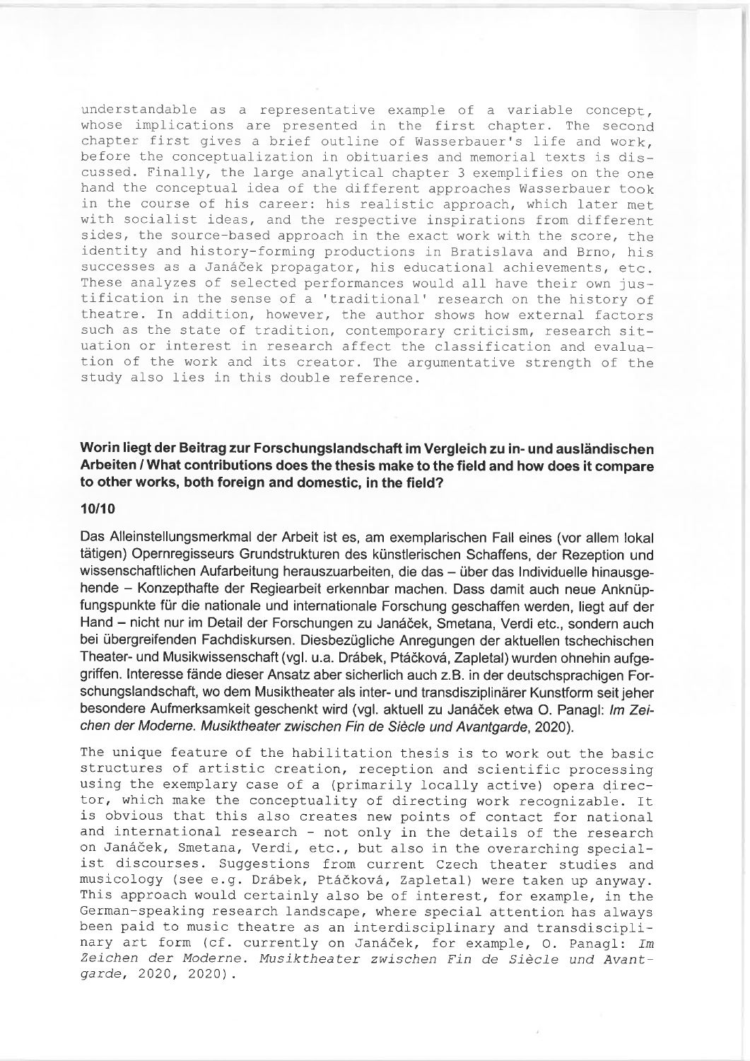understandable as a representative example of a variable concept, whose implications are presented in the first chapter. The second chapter first gives a brief outline of Wasserbauer's life and work, before the conceptualization in obituaries and memorial texts is discussed. Finally, the large analytical chapter 3 exemplifies on the one hand the conceptual idea of the different approaches Wasserbauer took in the course of his career: his realistic approach, which later met with socialist ideas, and the respective inspirations from different sides, the source-based approach in the exact work with the score, the identity and history-forming productions in Bratislava and Brno, his successes as a Janáček propagator, his educational achievements, etc. These analyzes of selected performances would all have their own justification in the sense of a 'traditional' research on the history of theatre. In addition, however, the author shows how external factors such as the state of tradition, contemporary criticism, research situation or interest in research affect the classification and evaluation of the work and its creator. The argumentative strength of the study also lies in this double reference.

**Worin liegt der Beitrag zur Forschungslandschaft im Vergleich zu in- und ausländischen Arbeiten / What contributions does the thesis make to the field and how does it compare to other works, both foreign and domestic, in the field?**

**10/10**

Das Alleinstellungsmerkmal der Arbeit ist es, am exemplarischen Fall eines (vor allem lokal tätigen) Opernregisseurs Grundstrukturen des künstlerischen Schaffens, der Rezeption und wissenschaftlichen Aufarbeitung herauszuarbeiten, die das – über das Individuelle hinausgehende – Konzepthafte der Regiearbeit erkennbar machen. Dass damit auch neue Anknüpfungspunkte für die nationale und internationale Forschung geschaffen werden, liegt auf der Hand – nicht nur im Detail der Forschungen zu Janáček, Smetana, Verdi etc., sondern auch bei übergreifenden Fachdiskursen. Diesbezügliche Anregungen der aktuellen tschechischen Theater- und Musikwissenschaft (vgl. u.a. Drábek, Ptáčková, Zapletal) wurden ohnehin aufgegriffen. Interesse fände dieser Ansatz aber sicherlich auch z.B. in der deutschsprachigen Forschungslandschaft, wo dem Musiktheater als inter- und transdisziplinärer Kunstform seit jeher besondere Aufmerksamkeit geschenkt wird (vgl. aktuell zu Janáček etwa O. Panagl: *Im Zeichen der Moderne. Musiktheater zwischen Fin de Siècle und Avantgarde*, 2020).

The unique feature of the habilitation thesis is to work out the basic structures of artistic creation, reception and scientific processing using the exemplary case of a (primarily locally active) opera director, which make the conceptuality of directing work recognizable. It is obvious that this also creates new points of contact for national and international research - not only in the details of the research on Janáček, Smetana, Verdi, etc., but also in the overarching specialist discourses. Suggestions from current Czech theater studies and musicology (see e.g. Drábek, Ptáčková, Zapletal) were taken up anyway. This approach would certainly also be of interest, for example, in the German-speaking research landscape, where special attention has always been paid to music theatre as an interdisciplinary and transdisciplinary art form (cf. currently on Janáček, for example, O. Panagl: *Im Zeichen der Moderne. Musiktheater zwischen Fin de Siècle und Avantgarde*, 2020, 2020).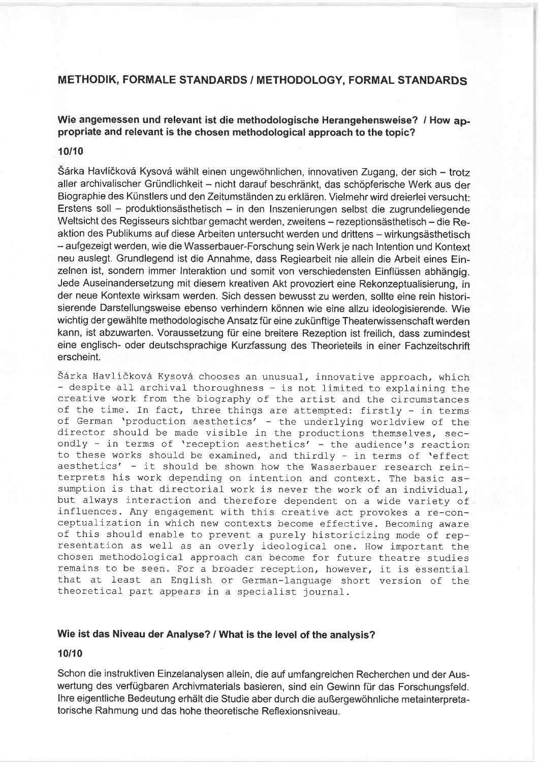## METHODIK, FORMALE STANDARDS / METHODOLOGY, FORMAL STANDARDS

### Wie angemessen und relevant ist die methodologische Herangehensweise? / How appropriate and relevant is the chosen methodological approach to the topic?

**10/10**

Šárka Havlíčková Kysová wählt einen ungewöhnlichen, innovativen Zugang, der sich – trotz aller archivalischer Gründlichkeit – nicht darauf beschränkt, das schöpferische Werk aus der Biographie des Künstlers und den Zeitumständen zu erklären. Vielmehr wird dreierlei versucht: Erstens soll – produktionsästhetisch – in den Inszenierungen selbst die zugrundeliegende Weltsicht des Regisseurs sichtbar gemacht werden, zweitens – rezeptionsästhetisch – die Reaktion des Publikums auf diese Arbeiten untersucht werden und drittens – wirkungsästhetisch – aufgezeigt werden, wie die Wasserbauer-Forschung sein Werk je nach Intention und Kontext neu auslegt. Grundlegend ist die Annahme, dass Regiearbeit nie allein die Arbeit eines Einzelnen ist, sondern immer Interaktion und somit von verschiedensten Einflüssen abhängig. Jede Auseinandersetzung mit diesem kreativen Akt provoziert eine Rekonzeptualisierung, in der neue Kontexte wirksam werden. Sich dessen bewusst zu werden, sollte eine rein historisierende Darstellungsweise ebenso verhindern können wie eine allzu ideologisierende. Wie wichtig der gewählte methodologische Ansatz für eine zukünftige Theaterwissenschaft werden kann, ist abzuwarten. Voraussetzung für eine breitere Rezeption ist freilich, dass zumindest eine englisch- oder deutschsprachige Kurzfassung des Theorieteils in einer Fachzeitschrift erscheint.

Šárka Havlíčková Kysová chooses an unusual, innovative approach, which - despite all archival thoroughness - is not limited to explaining the creative work from the biography of the artist and the circumstances of the time. In fact, three things are attempted: firstly - in terms of German 'production aesthetics' - the underlying worldview of the director should be made visible in the productions themselves, secondly - in terms of 'reception aesthetics' - the audience's reaction to these works should be examined, and thirdly - in terms of 'effect aesthetics' - it should be shown how the Wasserbauer research reinterprets his work depending on intention and context. The basic assumption is that directorial work is never the work of an individual, but always interaction and therefore dependent on a wide variety of influences. Any engagement with this creative act provokes a re-conceptualization in which new contexts become effective. Becoming aware of this should enable to prevent a purely historicizing mode of representation as well as an overly ideological one. How important the chosen methodological approach can become for future theatre studies remains to be seen. For a broader reception, however, it is essential that at least an English or German-language short version of the theoretical part appears in a specialist journal.

### Wie ist das Niveau der Analyse? / What is the level of the analysis?

**10/10**

Schon die instruktiven Einzelanalysen allein, die auf umfangreichen Recherchen und der Auswertung des verfügbaren Archivmaterials basieren, sind ein Gewinn für das Forschungsfeld. Ihre eigentliche Bedeutung erhält die Studie aber durch die außergewöhnliche metainterpretatorische Rahmung und das hohe theoretische Reflexionsniveau.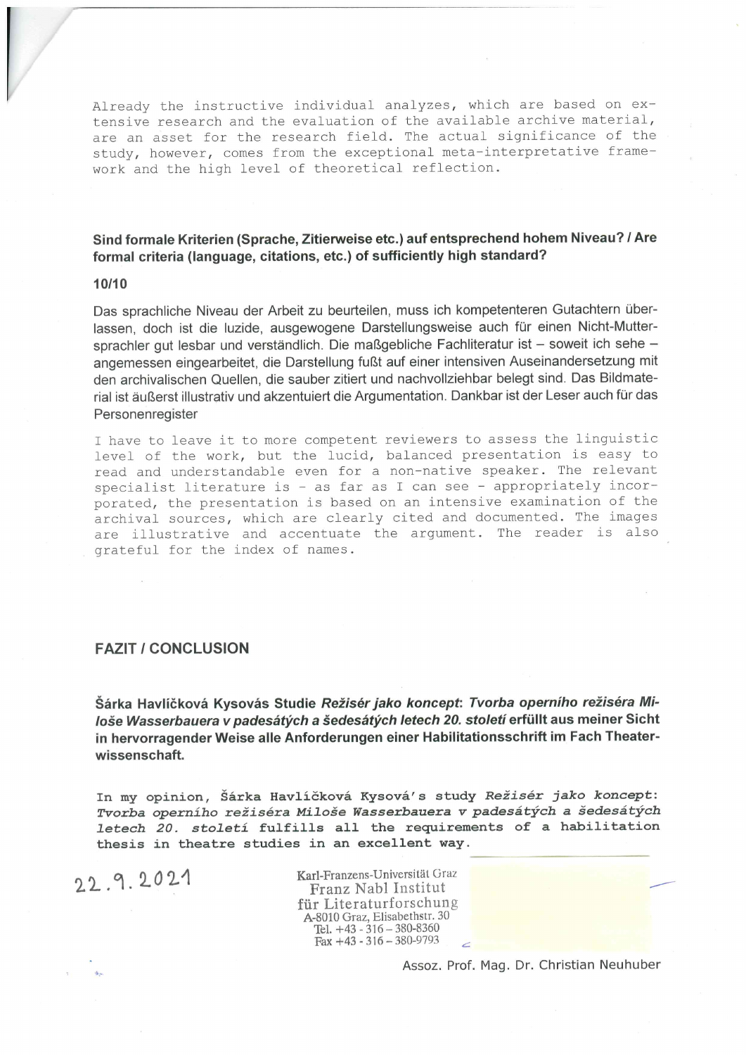Already the instructive individual analyzes, which are based on extensive research and the evaluation of the available archive material, are an asset for the research field. The actual significance of the study, however, comes from the exceptional meta-interpretative framework and the high level of theoretical reflection.

**Sind formale Kriterien (Sprache, Zitierweise etc.) auf entsprechend hohem Niveau? / Are formal criteria (language, citations, etc.) of sufficiently high standard?**

**10/10**

Das sprachliche Niveau der Arbeit zu beurteilen, muss ich kompetenteren Gutachtern überlassen, doch ist die luzide, ausgewogene Darstellungsweise auch für einen Nicht-Muttersprachler gut lesbar und verständlich. Die maßgebliche Fachliteratur ist – soweit ich sehe – angemessen eingearbeitet, die Darstellung fußt auf einer intensiven Auseinandersetzung mit den archivalischen Quellen, die sauber zitiert und nachvollziehbar belegt sind. Das Bildmaterial ist äußerst illustrativ und akzentuiert die Argumentation. Dankbar ist der Leser auch für das Personenregister

I have to leave it to more competent reviewers to assess the linguistic level of the work, but the lucid, balanced presentation is easy to read and understandable even for a non-native speaker. The relevant specialist literature is - as far as I can see - appropriately incorporated, the presentation is based on an intensive examination of the archival sources, which are clearly cited and documented. The images are illustrative and accentuate the argument. The reader is also grateful for the index of names.

## FAZIT / CONCLUSION

**Šárka Havlíčková Kysovás Studie *Režisér jako koncept: Tvorba operního režiséra Miloše Wasserbauera v padesátých a šedesátých letech 20. století* erfüllt aus meiner Sicht in hervorragender Weise alle Anforderungen einer Habilitationsschrift im Fach Theaterwissenschaft.**

**In my opinion, Šárka Havlíčková Kysová's study *Režisér jako koncept: Tvorba operního režiséra Miloše Wasserbauera v padesátých a šedesátých letech 20. století* fulfills all the requirements of a habilitation thesis in theatre studies in an excellent way.**

22.9.2021

Karl-Franzens-Universität Graz
Franz Nabl Institut
für Literaturforschung
A-8010 Graz, Elisabethstr. 30
Tel. +43 - 316 – 380-8360
Fax +43 - 316 – 380-9793

Assoz. Prof. Mag. Dr. Christian Neuhuber